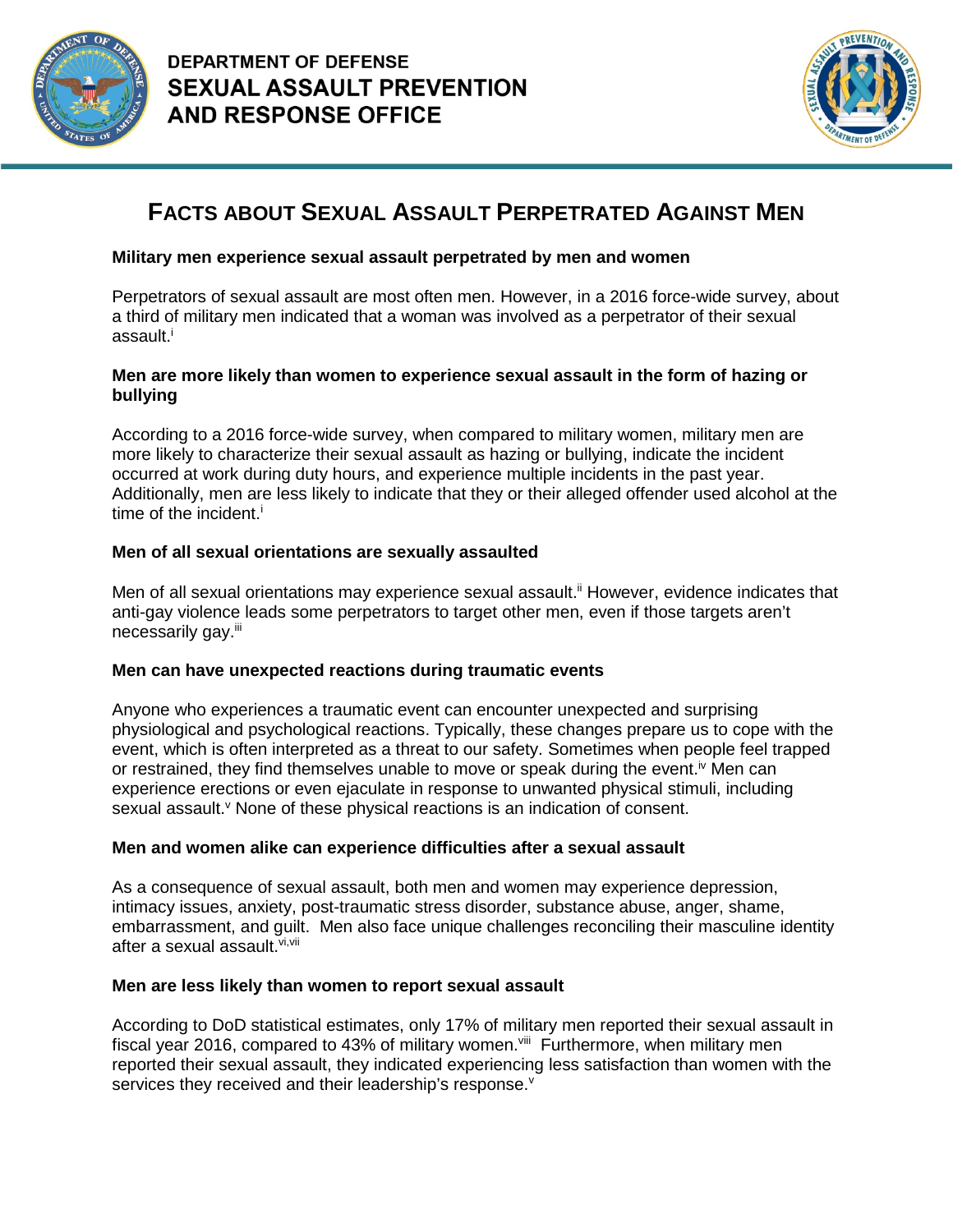DEPARTMENT OF DEFENSE
**SEXUAL ASSAULT PREVENTION AND RESPONSE OFFICE**

# FACTS ABOUT SEXUAL ASSAULT PERPETRATED AGAINST MEN

### Military men experience sexual assault perpetrated by men and women

Perpetrators of sexual assault are most often men. However, in a 2016 force-wide survey, about a third of military men indicated that a woman was involved as a perpetrator of their sexual assault.[i]

### Men are more likely than women to experience sexual assault in the form of hazing or bullying

According to a 2016 force-wide survey, when compared to military women, military men are more likely to characterize their sexual assault as hazing or bullying, indicate the incident occurred at work during duty hours, and experience multiple incidents in the past year. Additionally, men are less likely to indicate that they or their alleged offender used alcohol at the time of the incident.[i]

### Men of all sexual orientations are sexually assaulted

Men of all sexual orientations may experience sexual assault.[ii] However, evidence indicates that anti-gay violence leads some perpetrators to target other men, even if those targets aren't necessarily gay.[iii]

### Men can have unexpected reactions during traumatic events

Anyone who experiences a traumatic event can encounter unexpected and surprising physiological and psychological reactions. Typically, these changes prepare us to cope with the event, which is often interpreted as a threat to our safety. Sometimes when people feel trapped or restrained, they find themselves unable to move or speak during the event.[iv] Men can experience erections or even ejaculate in response to unwanted physical stimuli, including sexual assault.[v] None of these physical reactions is an indication of consent.

### Men and women alike can experience difficulties after a sexual assault

As a consequence of sexual assault, both men and women may experience depression, intimacy issues, anxiety, post-traumatic stress disorder, substance abuse, anger, shame, embarrassment, and guilt. Men also face unique challenges reconciling their masculine identity after a sexual assault.[vi,vii]

### Men are less likely than women to report sexual assault

According to DoD statistical estimates, only 17% of military men reported their sexual assault in fiscal year 2016, compared to 43% of military women.[viii] Furthermore, when military men reported their sexual assault, they indicated experiencing less satisfaction than women with the services they received and their leadership's response.[v]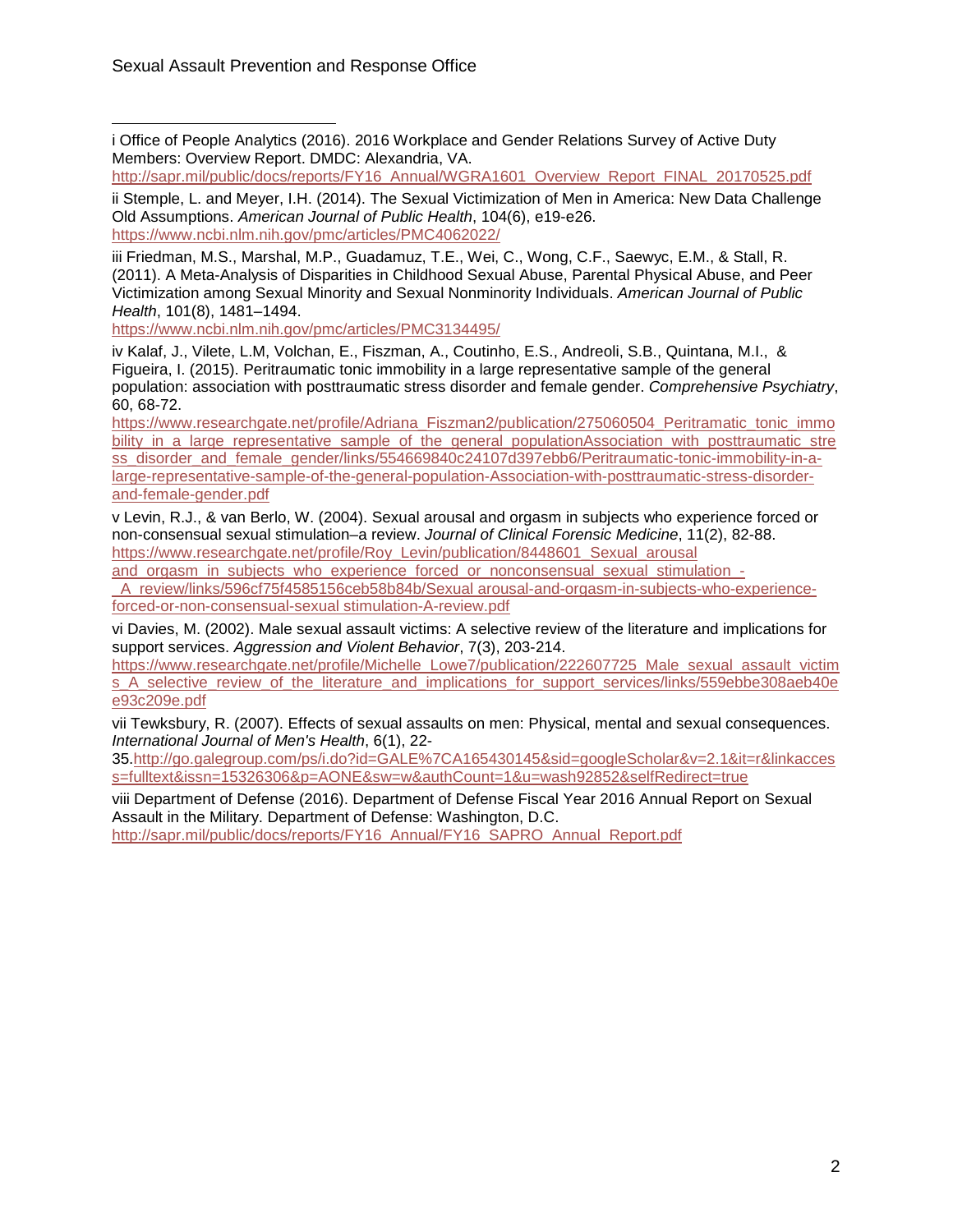i Office of People Analytics (2016). 2016 Workplace and Gender Relations Survey of Active Duty Members: Overview Report. DMDC: Alexandria, VA. http://sapr.mil/public/docs/reports/FY16_Annual/WGRA1601_Overview_Report_FINAL_20170525.pdf

ii Stemple, L. and Meyer, I.H. (2014). The Sexual Victimization of Men in America: New Data Challenge Old Assumptions. *American Journal of Public Health*, 104(6), e19-e26. https://www.ncbi.nlm.nih.gov/pmc/articles/PMC4062022/

iii Friedman, M.S., Marshal, M.P., Guadamuz, T.E., Wei, C., Wong, C.F., Saewyc, E.M., & Stall, R. (2011). A Meta-Analysis of Disparities in Childhood Sexual Abuse, Parental Physical Abuse, and Peer Victimization among Sexual Minority and Sexual Nonminority Individuals. *American Journal of Public Health*, 101(8), 1481–1494. https://www.ncbi.nlm.nih.gov/pmc/articles/PMC3134495/

iv Kalaf, J., Vilete, L.M, Volchan, E., Fiszman, A., Coutinho, E.S., Andreoli, S.B., Quintana, M.I., & Figueira, I. (2015). Peritraumatic tonic immobility in a large representative sample of the general population: association with posttraumatic stress disorder and female gender. *Comprehensive Psychiatry*, 60, 68-72. https://www.researchgate.net/profile/Adriana_Fiszman2/publication/275060504_Peritramatic_tonic_immobility_in_a_large_representative_sample_of_the_general_populationAssociation_with_posttraumatic_stress_disorder_and_female_gender/links/554669840c24107d397ebb6/Peritraumatic-tonic-immobility-in-a-large-representative-sample-of-the-general-population-Association-with-posttraumatic-stress-disorder-and-female-gender.pdf

v Levin, R.J., & van Berlo, W. (2004). Sexual arousal and orgasm in subjects who experience forced or non-consensual sexual stimulation–a review. *Journal of Clinical Forensic Medicine*, 11(2), 82-88. https://www.researchgate.net/profile/Roy_Levin/publication/8448601_Sexual_arousal_and_orgasm_in_subjects_who_experience_forced_or_nonconsensual_sexual_stimulation_-_A_review/links/596cf75f4585156ceb58b84b/Sexual arousal-and-orgasm-in-subjects-who-experience-forced-or-non-consensual-sexual stimulation-A-review.pdf

vi Davies, M. (2002). Male sexual assault victims: A selective review of the literature and implications for support services. *Aggression and Violent Behavior*, 7(3), 203-214. https://www.researchgate.net/profile/Michelle_Lowe7/publication/222607725_Male_sexual_assault_victims_A_selective_review_of_the_literature_and_implications_for_support_services/links/559ebbe308aeb40ee93c209e.pdf

vii Tewksbury, R. (2007). Effects of sexual assaults on men: Physical, mental and sexual consequences. *International Journal of Men's Health*, 6(1), 22-35.http://go.galegroup.com/ps/i.do?id=GALE%7CA165430145&sid=googleScholar&v=2.1&it=r&linkaccess=fulltext&issn=15326306&p=AONE&sw=w&authCount=1&u=wash92852&selfRedirect=true

viii Department of Defense (2016). Department of Defense Fiscal Year 2016 Annual Report on Sexual Assault in the Military. Department of Defense: Washington, D.C. http://sapr.mil/public/docs/reports/FY16_Annual/FY16_SAPRO_Annual_Report.pdf